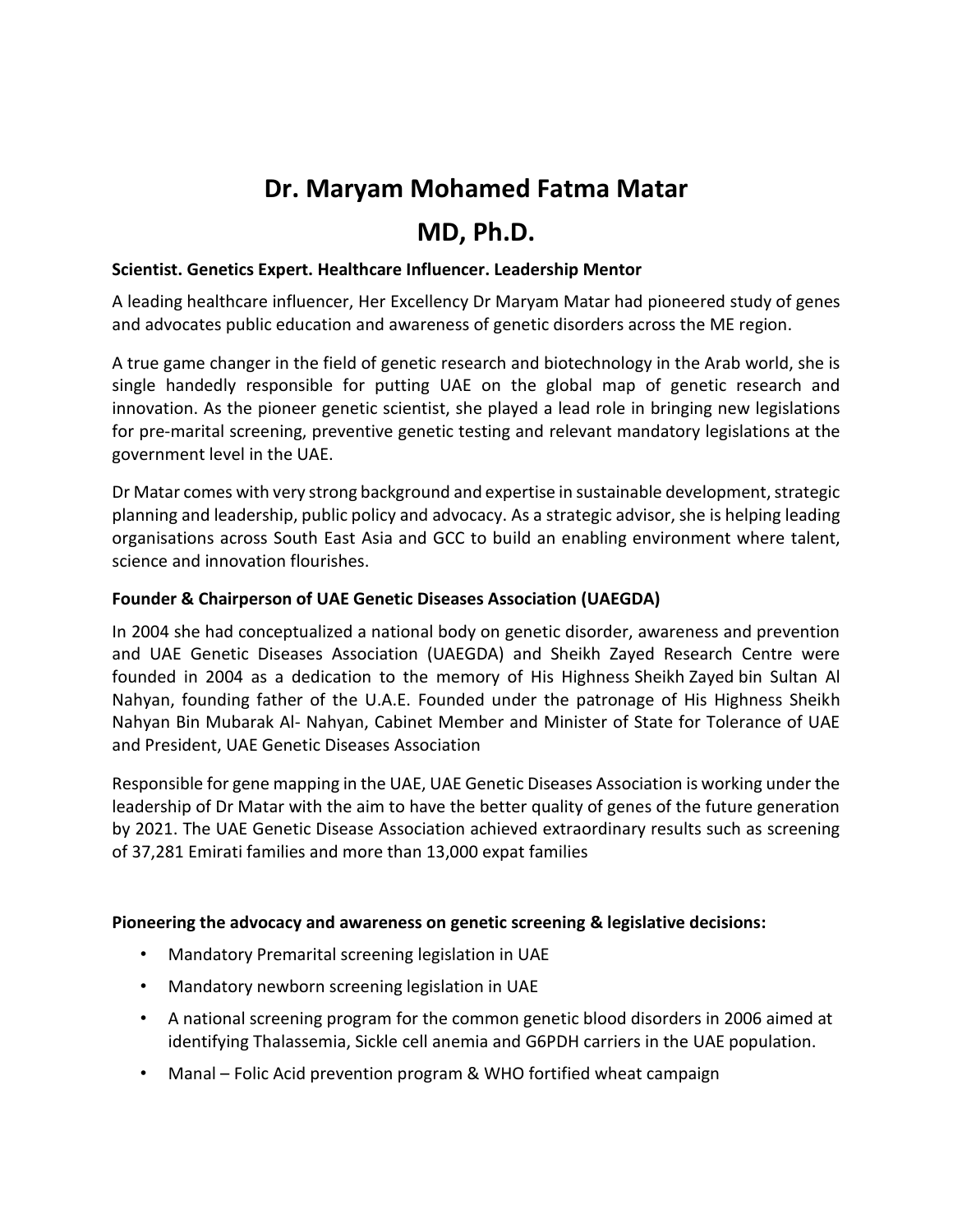# Dr. Maryam Mohamed Fatma Matar

# MD, Ph.D.

**Scientist. Genetics Expert. Healthcare Influencer. Leadership Mentor**

A leading healthcare influencer, Her Excellency Dr Maryam Matar had pioneered study of genes and advocates public education and awareness of genetic disorders across the ME region.

A true game changer in the field of genetic research and biotechnology in the Arab world, she is single handedly responsible for putting UAE on the global map of genetic research and innovation. As the pioneer genetic scientist, she played a lead role in bringing new legislations for pre-marital screening, preventive genetic testing and relevant mandatory legislations at the government level in the UAE.

Dr Matar comes with very strong background and expertise in sustainable development, strategic planning and leadership, public policy and advocacy. As a strategic advisor, she is helping leading organisations across South East Asia and GCC to build an enabling environment where talent, science and innovation flourishes.

**Founder & Chairperson of UAE Genetic Diseases Association (UAEGDA)**

In 2004 she had conceptualized a national body on genetic disorder, awareness and prevention and UAE Genetic Diseases Association (UAEGDA) and Sheikh Zayed Research Centre were founded in 2004 as a dedication to the memory of His Highness Sheikh Zayed bin Sultan Al Nahyan, founding father of the U.A.E. Founded under the patronage of His Highness Sheikh Nahyan Bin Mubarak Al- Nahyan, Cabinet Member and Minister of State for Tolerance of UAE and President, UAE Genetic Diseases Association

Responsible for gene mapping in the UAE, UAE Genetic Diseases Association is working under the leadership of Dr Matar with the aim to have the better quality of genes of the future generation by 2021. The UAE Genetic Disease Association achieved extraordinary results such as screening of 37,281 Emirati families and more than 13,000 expat families

**Pioneering the advocacy and awareness on genetic screening & legislative decisions:**

- Mandatory Premarital screening legislation in UAE
- Mandatory newborn screening legislation in UAE
- A national screening program for the common genetic blood disorders in 2006 aimed at identifying Thalassemia, Sickle cell anemia and G6PDH carriers in the UAE population.
- Manal – Folic Acid prevention program & WHO fortified wheat campaign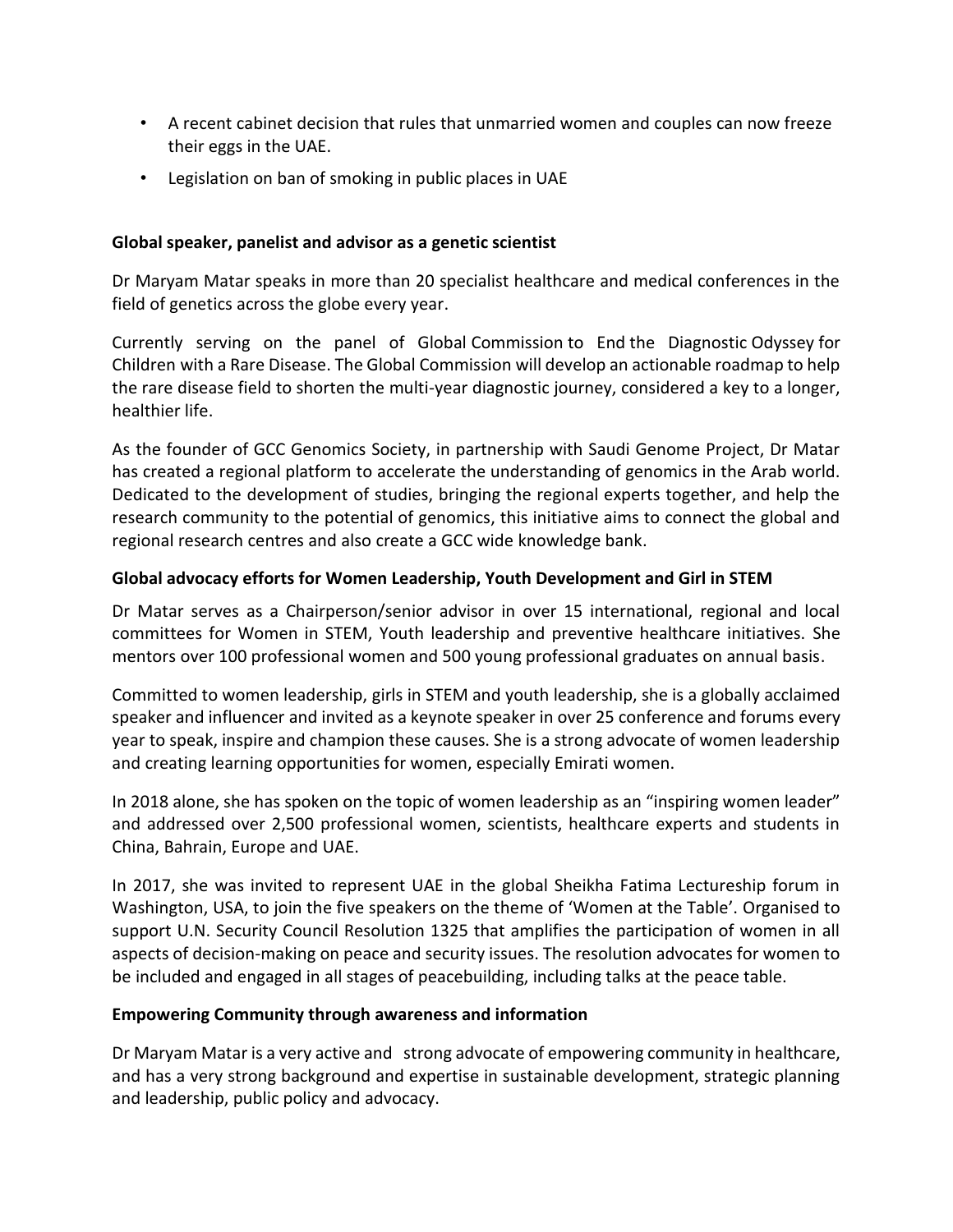- A recent cabinet decision that rules that unmarried women and couples can now freeze their eggs in the UAE.
- Legislation on ban of smoking in public places in UAE

**Global speaker, panelist and advisor as a genetic scientist**

Dr Maryam Matar speaks in more than 20 specialist healthcare and medical conferences in the field of genetics across the globe every year.

Currently serving on the panel of Global Commission to End the Diagnostic Odyssey for Children with a Rare Disease. The Global Commission will develop an actionable roadmap to help the rare disease field to shorten the multi-year diagnostic journey, considered a key to a longer, healthier life.

As the founder of GCC Genomics Society, in partnership with Saudi Genome Project, Dr Matar has created a regional platform to accelerate the understanding of genomics in the Arab world. Dedicated to the development of studies, bringing the regional experts together, and help the research community to the potential of genomics, this initiative aims to connect the global and regional research centres and also create a GCC wide knowledge bank.

**Global advocacy efforts for Women Leadership, Youth Development and Girl in STEM**

Dr Matar serves as a Chairperson/senior advisor in over 15 international, regional and local committees for Women in STEM, Youth leadership and preventive healthcare initiatives. She mentors over 100 professional women and 500 young professional graduates on annual basis.

Committed to women leadership, girls in STEM and youth leadership, she is a globally acclaimed speaker and influencer and invited as a keynote speaker in over 25 conference and forums every year to speak, inspire and champion these causes. She is a strong advocate of women leadership and creating learning opportunities for women, especially Emirati women.

In 2018 alone, she has spoken on the topic of women leadership as an "inspiring women leader" and addressed over 2,500 professional women, scientists, healthcare experts and students in China, Bahrain, Europe and UAE.

In 2017, she was invited to represent UAE in the global Sheikha Fatima Lectureship forum in Washington, USA, to join the five speakers on the theme of 'Women at the Table'. Organised to support U.N. Security Council Resolution 1325 that amplifies the participation of women in all aspects of decision-making on peace and security issues. The resolution advocates for women to be included and engaged in all stages of peacebuilding, including talks at the peace table.

**Empowering Community through awareness and information**

Dr Maryam Matar is a very active and strong advocate of empowering community in healthcare, and has a very strong background and expertise in sustainable development, strategic planning and leadership, public policy and advocacy.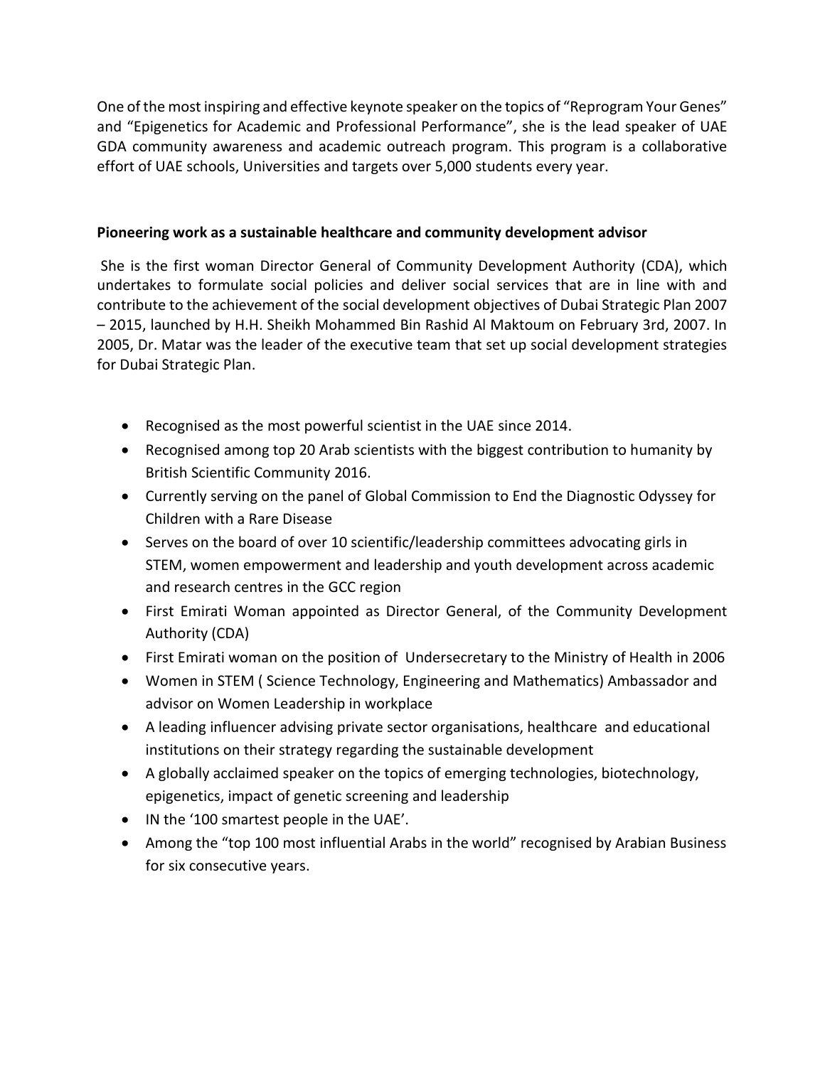One of the most inspiring and effective keynote speaker on the topics of "Reprogram Your Genes" and "Epigenetics for Academic and Professional Performance", she is the lead speaker of UAE GDA community awareness and academic outreach program. This program is a collaborative effort of UAE schools, Universities and targets over 5,000 students every year.

**Pioneering work as a sustainable healthcare and community development advisor**

She is the first woman Director General of Community Development Authority (CDA), which undertakes to formulate social policies and deliver social services that are in line with and contribute to the achievement of the social development objectives of Dubai Strategic Plan 2007 – 2015, launched by H.H. Sheikh Mohammed Bin Rashid Al Maktoum on February 3rd, 2007. In 2005, Dr. Matar was the leader of the executive team that set up social development strategies for Dubai Strategic Plan.

- Recognised as the most powerful scientist in the UAE since 2014.
- Recognised among top 20 Arab scientists with the biggest contribution to humanity by British Scientific Community 2016.
- Currently serving on the panel of Global Commission to End the Diagnostic Odyssey for Children with a Rare Disease
- Serves on the board of over 10 scientific/leadership committees advocating girls in STEM, women empowerment and leadership and youth development across academic and research centres in the GCC region
- First Emirati Woman appointed as Director General, of the Community Development Authority (CDA)
- First Emirati woman on the position of Undersecretary to the Ministry of Health in 2006
- Women in STEM ( Science Technology, Engineering and Mathematics) Ambassador and advisor on Women Leadership in workplace
- A leading influencer advising private sector organisations, healthcare and educational institutions on their strategy regarding the sustainable development
- A globally acclaimed speaker on the topics of emerging technologies, biotechnology, epigenetics, impact of genetic screening and leadership
- IN the '100 smartest people in the UAE'.
- Among the "top 100 most influential Arabs in the world" recognised by Arabian Business for six consecutive years.